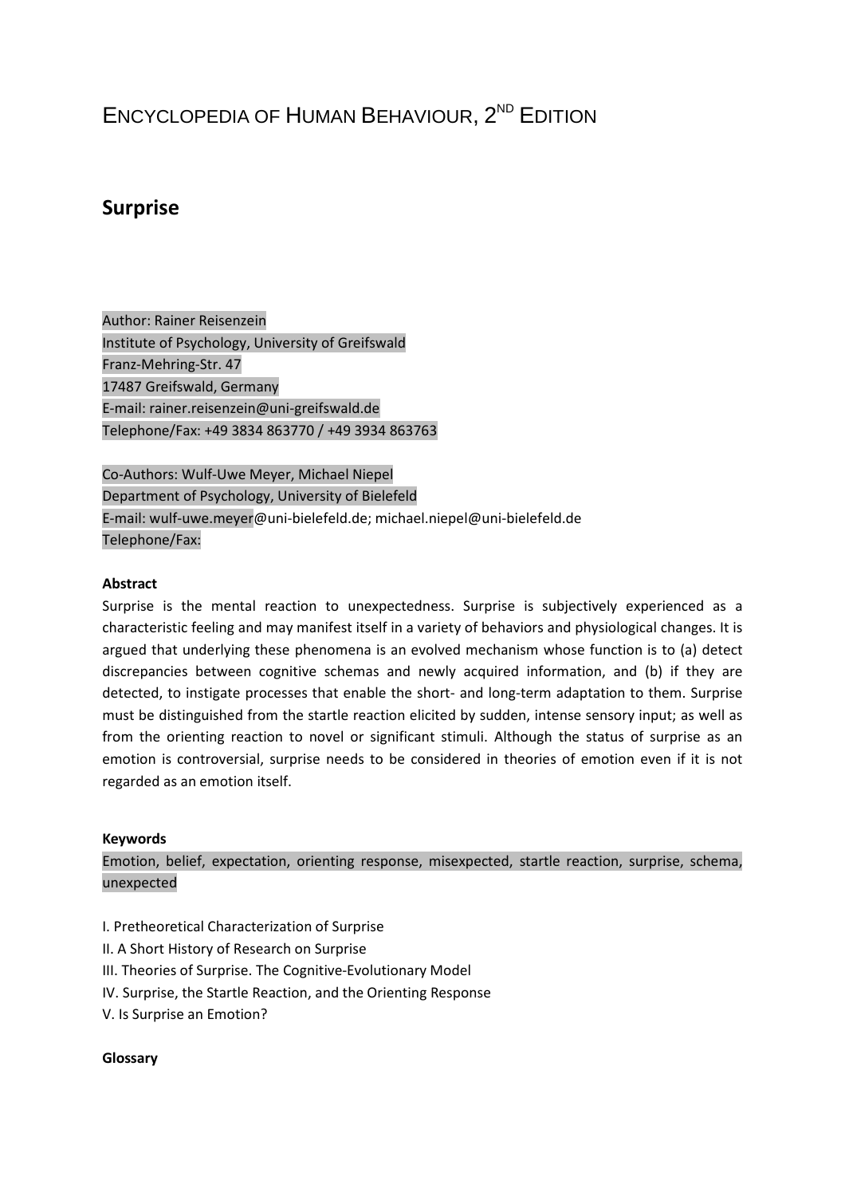# ENCYCLOPEDIA OF HUMAN BEHAVIOUR, 2ND EDITION

## Surprise

Author: Rainer Reisenzein
Institute of Psychology, University of Greifswald
Franz-Mehring-Str. 47
17487 Greifswald, Germany
E-mail: rainer.reisenzein@uni-greifswald.de
Telephone/Fax: +49 3834 863770 / +49 3934 863763

Co-Authors: Wulf-Uwe Meyer, Michael Niepel
Department of Psychology, University of Bielefeld
E-mail: wulf-uwe.meyer@uni-bielefeld.de; michael.niepel@uni-bielefeld.de
Telephone/Fax:

**Abstract**

Surprise is the mental reaction to unexpectedness. Surprise is subjectively experienced as a characteristic feeling and may manifest itself in a variety of behaviors and physiological changes. It is argued that underlying these phenomena is an evolved mechanism whose function is to (a) detect discrepancies between cognitive schemas and newly acquired information, and (b) if they are detected, to instigate processes that enable the short- and long-term adaptation to them. Surprise must be distinguished from the startle reaction elicited by sudden, intense sensory input; as well as from the orienting reaction to novel or significant stimuli. Although the status of surprise as an emotion is controversial, surprise needs to be considered in theories of emotion even if it is not regarded as an emotion itself.

**Keywords**

Emotion, belief, expectation, orienting response, misexpected, startle reaction, surprise, schema, unexpected

I. Pretheoretical Characterization of Surprise
II. A Short History of Research on Surprise
III. Theories of Surprise. The Cognitive-Evolutionary Model
IV. Surprise, the Startle Reaction, and the Orienting Response
V. Is Surprise an Emotion?

**Glossary**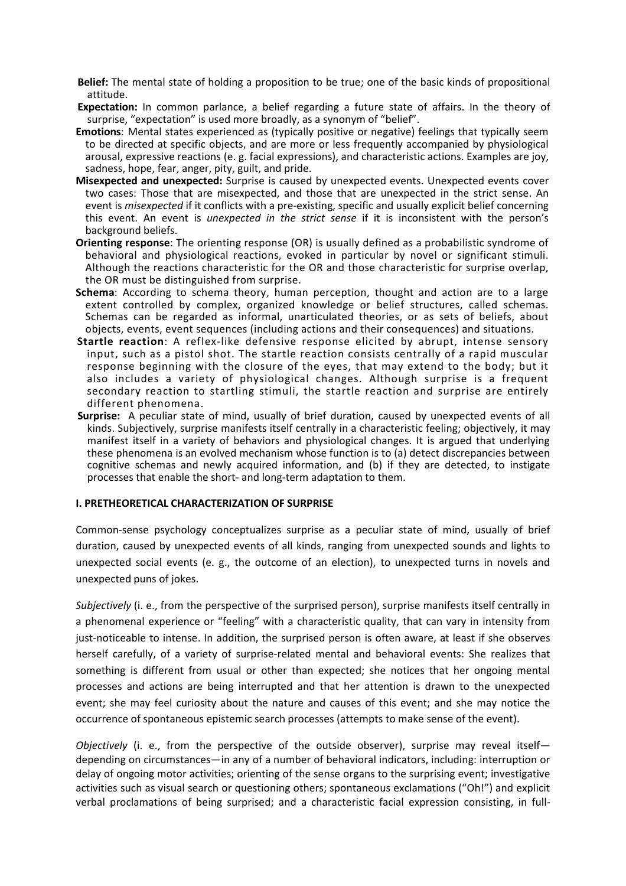**Belief:** The mental state of holding a proposition to be true; one of the basic kinds of propositional attitude.

**Expectation:** In common parlance, a belief regarding a future state of affairs. In the theory of surprise, "expectation" is used more broadly, as a synonym of "belief".

**Emotions**: Mental states experienced as (typically positive or negative) feelings that typically seem to be directed at specific objects, and are more or less frequently accompanied by physiological arousal, expressive reactions (e. g. facial expressions), and characteristic actions. Examples are joy, sadness, hope, fear, anger, pity, guilt, and pride.

**Misexpected and unexpected:** Surprise is caused by unexpected events. Unexpected events cover two cases: Those that are misexpected, and those that are unexpected in the strict sense. An event is *misexpected* if it conflicts with a pre-existing, specific and usually explicit belief concerning this event. An event is *unexpected in the strict sense* if it is inconsistent with the person's background beliefs.

**Orienting response**: The orienting response (OR) is usually defined as a probabilistic syndrome of behavioral and physiological reactions, evoked in particular by novel or significant stimuli. Although the reactions characteristic for the OR and those characteristic for surprise overlap, the OR must be distinguished from surprise.

**Schema**: According to schema theory, human perception, thought and action are to a large extent controlled by complex, organized knowledge or belief structures, called schemas. Schemas can be regarded as informal, unarticulated theories, or as sets of beliefs, about objects, events, event sequences (including actions and their consequences) and situations.

**Startle reaction**: A reflex-like defensive response elicited by abrupt, intense sensory input, such as a pistol shot. The startle reaction consists centrally of a rapid muscular response beginning with the closure of the eyes, that may extend to the body; but it also includes a variety of physiological changes. Although surprise is a frequent secondary reaction to startling stimuli, the startle reaction and surprise are entirely different phenomena.

**Surprise:** A peculiar state of mind, usually of brief duration, caused by unexpected events of all kinds. Subjectively, surprise manifests itself centrally in a characteristic feeling; objectively, it may manifest itself in a variety of behaviors and physiological changes. It is argued that underlying these phenomena is an evolved mechanism whose function is to (a) detect discrepancies between cognitive schemas and newly acquired information, and (b) if they are detected, to instigate processes that enable the short- and long-term adaptation to them.

## I. PRETHEORETICAL CHARACTERIZATION OF SURPRISE

Common-sense psychology conceptualizes surprise as a peculiar state of mind, usually of brief duration, caused by unexpected events of all kinds, ranging from unexpected sounds and lights to unexpected social events (e. g., the outcome of an election), to unexpected turns in novels and unexpected puns of jokes.

*Subjectively* (i. e., from the perspective of the surprised person), surprise manifests itself centrally in a phenomenal experience or "feeling" with a characteristic quality, that can vary in intensity from just-noticeable to intense. In addition, the surprised person is often aware, at least if she observes herself carefully, of a variety of surprise-related mental and behavioral events: She realizes that something is different from usual or other than expected; she notices that her ongoing mental processes and actions are being interrupted and that her attention is drawn to the unexpected event; she may feel curiosity about the nature and causes of this event; and she may notice the occurrence of spontaneous epistemic search processes (attempts to make sense of the event).

*Objectively* (i. e., from the perspective of the outside observer), surprise may reveal itself—depending on circumstances—in any of a number of behavioral indicators, including: interruption or delay of ongoing motor activities; orienting of the sense organs to the surprising event; investigative activities such as visual search or questioning others; spontaneous exclamations ("Oh!") and explicit verbal proclamations of being surprised; and a characteristic facial expression consisting, in full-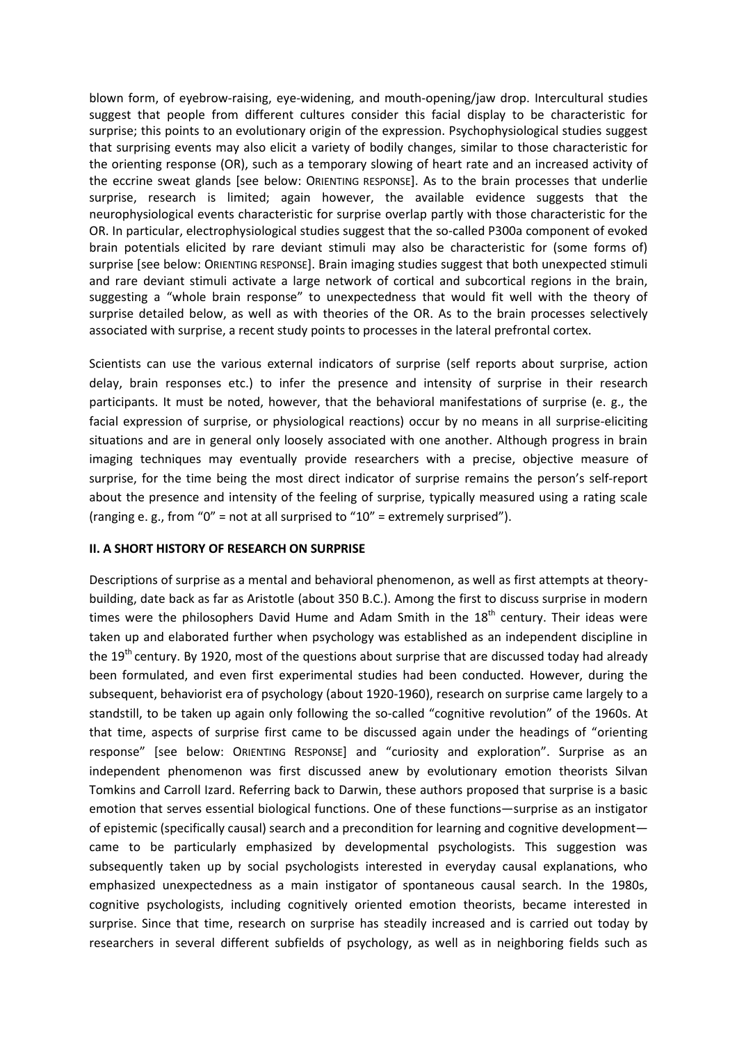blown form, of eyebrow-raising, eye-widening, and mouth-opening/jaw drop. Intercultural studies suggest that people from different cultures consider this facial display to be characteristic for surprise; this points to an evolutionary origin of the expression. Psychophysiological studies suggest that surprising events may also elicit a variety of bodily changes, similar to those characteristic for the orienting response (OR), such as a temporary slowing of heart rate and an increased activity of the eccrine sweat glands [see below: ORIENTING RESPONSE]. As to the brain processes that underlie surprise, research is limited; again however, the available evidence suggests that the neurophysiological events characteristic for surprise overlap partly with those characteristic for the OR. In particular, electrophysiological studies suggest that the so-called P300a component of evoked brain potentials elicited by rare deviant stimuli may also be characteristic for (some forms of) surprise [see below: ORIENTING RESPONSE]. Brain imaging studies suggest that both unexpected stimuli and rare deviant stimuli activate a large network of cortical and subcortical regions in the brain, suggesting a "whole brain response" to unexpectedness that would fit well with the theory of surprise detailed below, as well as with theories of the OR. As to the brain processes selectively associated with surprise, a recent study points to processes in the lateral prefrontal cortex.

Scientists can use the various external indicators of surprise (self reports about surprise, action delay, brain responses etc.) to infer the presence and intensity of surprise in their research participants. It must be noted, however, that the behavioral manifestations of surprise (e. g., the facial expression of surprise, or physiological reactions) occur by no means in all surprise-eliciting situations and are in general only loosely associated with one another. Although progress in brain imaging techniques may eventually provide researchers with a precise, objective measure of surprise, for the time being the most direct indicator of surprise remains the person's self-report about the presence and intensity of the feeling of surprise, typically measured using a rating scale (ranging e. g., from "0" = not at all surprised to "10" = extremely surprised").

## II. A SHORT HISTORY OF RESEARCH ON SURPRISE

Descriptions of surprise as a mental and behavioral phenomenon, as well as first attempts at theory-building, date back as far as Aristotle (about 350 B.C.). Among the first to discuss surprise in modern times were the philosophers David Hume and Adam Smith in the 18th century. Their ideas were taken up and elaborated further when psychology was established as an independent discipline in the 19th century. By 1920, most of the questions about surprise that are discussed today had already been formulated, and even first experimental studies had been conducted. However, during the subsequent, behaviorist era of psychology (about 1920-1960), research on surprise came largely to a standstill, to be taken up again only following the so-called "cognitive revolution" of the 1960s. At that time, aspects of surprise first came to be discussed again under the headings of "orienting response" [see below: ORIENTING RESPONSE] and "curiosity and exploration". Surprise as an independent phenomenon was first discussed anew by evolutionary emotion theorists Silvan Tomkins and Carroll Izard. Referring back to Darwin, these authors proposed that surprise is a basic emotion that serves essential biological functions. One of these functions—surprise as an instigator of epistemic (specifically causal) search and a precondition for learning and cognitive development—came to be particularly emphasized by developmental psychologists. This suggestion was subsequently taken up by social psychologists interested in everyday causal explanations, who emphasized unexpectedness as a main instigator of spontaneous causal search. In the 1980s, cognitive psychologists, including cognitively oriented emotion theorists, became interested in surprise. Since that time, research on surprise has steadily increased and is carried out today by researchers in several different subfields of psychology, as well as in neighboring fields such as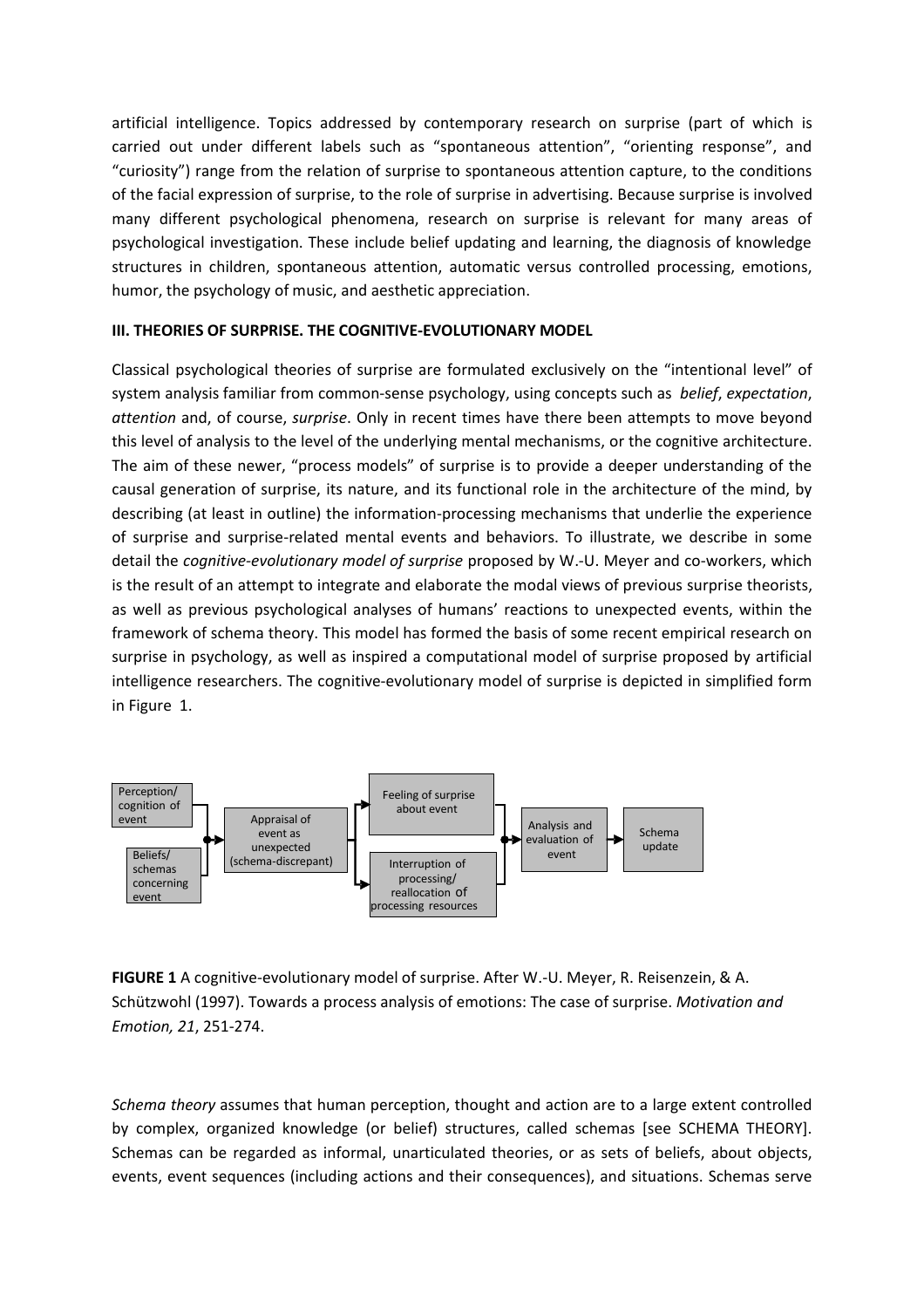artificial intelligence. Topics addressed by contemporary research on surprise (part of which is carried out under different labels such as "spontaneous attention", "orienting response", and "curiosity") range from the relation of surprise to spontaneous attention capture, to the conditions of the facial expression of surprise, to the role of surprise in advertising. Because surprise is involved many different psychological phenomena, research on surprise is relevant for many areas of psychological investigation. These include belief updating and learning, the diagnosis of knowledge structures in children, spontaneous attention, automatic versus controlled processing, emotions, humor, the psychology of music, and aesthetic appreciation.

### III. THEORIES OF SURPRISE. THE COGNITIVE-EVOLUTIONARY MODEL

Classical psychological theories of surprise are formulated exclusively on the "intentional level" of system analysis familiar from common-sense psychology, using concepts such as *belief*, *expectation*, *attention* and, of course, *surprise*. Only in recent times have there been attempts to move beyond this level of analysis to the level of the underlying mental mechanisms, or the cognitive architecture. The aim of these newer, "process models" of surprise is to provide a deeper understanding of the causal generation of surprise, its nature, and its functional role in the architecture of the mind, by describing (at least in outline) the information-processing mechanisms that underlie the experience of surprise and surprise-related mental events and behaviors. To illustrate, we describe in some detail the *cognitive-evolutionary model of surprise* proposed by W.-U. Meyer and co-workers, which is the result of an attempt to integrate and elaborate the modal views of previous surprise theorists, as well as previous psychological analyses of humans' reactions to unexpected events, within the framework of schema theory. This model has formed the basis of some recent empirical research on surprise in psychology, as well as inspired a computational model of surprise proposed by artificial intelligence researchers. The cognitive-evolutionary model of surprise is depicted in simplified form in Figure 1.

Perception/ cognition of event

Beliefs/ schemas concerning event

Appraisal of event as unexpected (schema-discrepant)

Feeling of surprise about event

Interruption of processing/ reallocation of processing resources

Analysis and evaluation of event

Schema update

**FIGURE 1** A cognitive-evolutionary model of surprise. After W.-U. Meyer, R. Reisenzein, & A. Schützwohl (1997). Towards a process analysis of emotions: The case of surprise. *Motivation and Emotion, 21*, 251-274.

*Schema theory* assumes that human perception, thought and action are to a large extent controlled by complex, organized knowledge (or belief) structures, called schemas [see SCHEMA THEORY]. Schemas can be regarded as informal, unarticulated theories, or as sets of beliefs, about objects, events, event sequences (including actions and their consequences), and situations. Schemas serve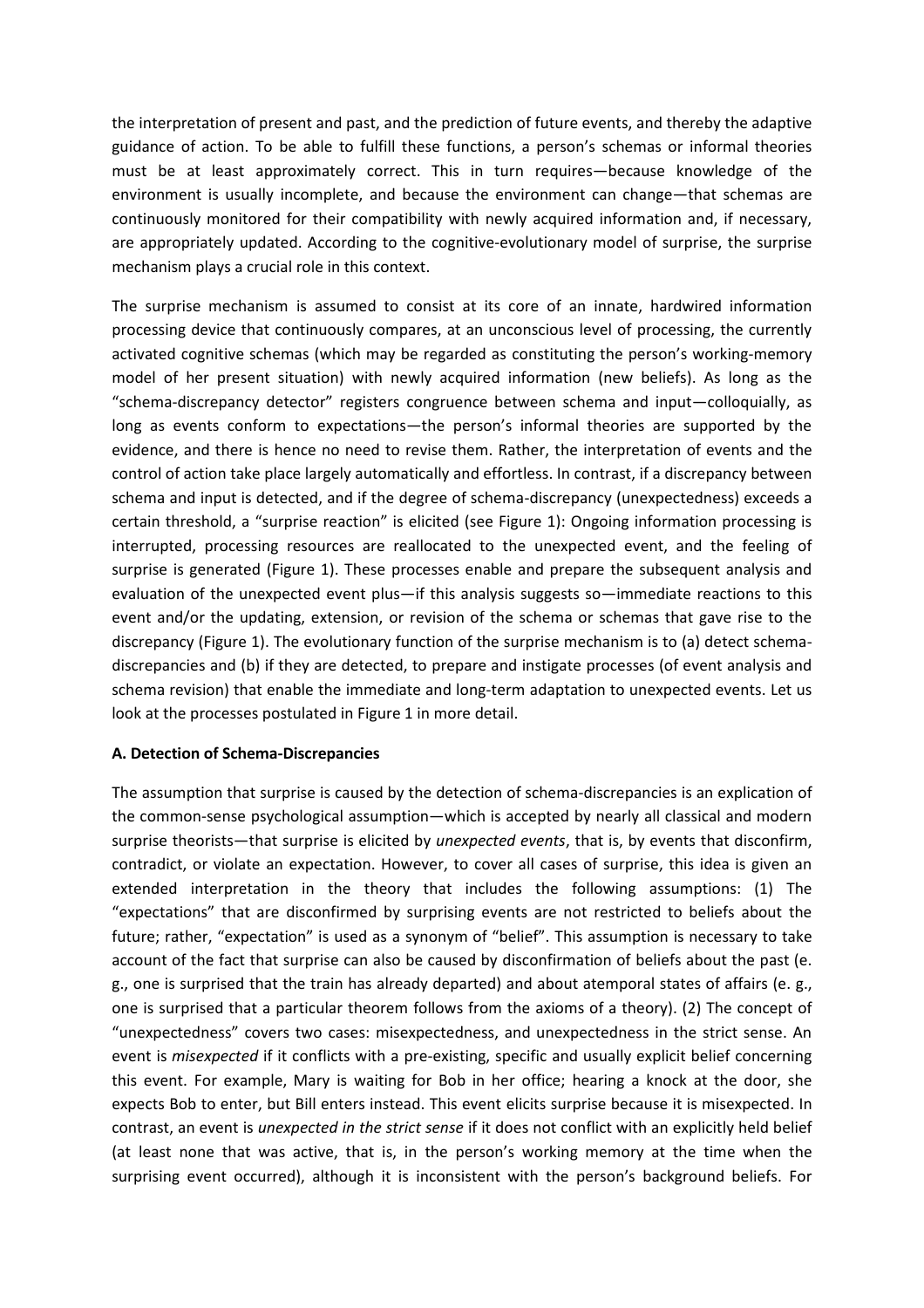the interpretation of present and past, and the prediction of future events, and thereby the adaptive guidance of action. To be able to fulfill these functions, a person's schemas or informal theories must be at least approximately correct. This in turn requires—because knowledge of the environment is usually incomplete, and because the environment can change—that schemas are continuously monitored for their compatibility with newly acquired information and, if necessary, are appropriately updated. According to the cognitive-evolutionary model of surprise, the surprise mechanism plays a crucial role in this context.

The surprise mechanism is assumed to consist at its core of an innate, hardwired information processing device that continuously compares, at an unconscious level of processing, the currently activated cognitive schemas (which may be regarded as constituting the person's working-memory model of her present situation) with newly acquired information (new beliefs). As long as the "schema-discrepancy detector" registers congruence between schema and input—colloquially, as long as events conform to expectations—the person's informal theories are supported by the evidence, and there is hence no need to revise them. Rather, the interpretation of events and the control of action take place largely automatically and effortless. In contrast, if a discrepancy between schema and input is detected, and if the degree of schema-discrepancy (unexpectedness) exceeds a certain threshold, a "surprise reaction" is elicited (see Figure 1): Ongoing information processing is interrupted, processing resources are reallocated to the unexpected event, and the feeling of surprise is generated (Figure 1). These processes enable and prepare the subsequent analysis and evaluation of the unexpected event plus—if this analysis suggests so—immediate reactions to this event and/or the updating, extension, or revision of the schema or schemas that gave rise to the discrepancy (Figure 1). The evolutionary function of the surprise mechanism is to (a) detect schema-discrepancies and (b) if they are detected, to prepare and instigate processes (of event analysis and schema revision) that enable the immediate and long-term adaptation to unexpected events. Let us look at the processes postulated in Figure 1 in more detail.

**A. Detection of Schema-Discrepancies**

The assumption that surprise is caused by the detection of schema-discrepancies is an explication of the common-sense psychological assumption—which is accepted by nearly all classical and modern surprise theorists—that surprise is elicited by *unexpected events*, that is, by events that disconfirm, contradict, or violate an expectation. However, to cover all cases of surprise, this idea is given an extended interpretation in the theory that includes the following assumptions: (1) The "expectations" that are disconfirmed by surprising events are not restricted to beliefs about the future; rather, "expectation" is used as a synonym of "belief". This assumption is necessary to take account of the fact that surprise can also be caused by disconfirmation of beliefs about the past (e. g., one is surprised that the train has already departed) and about atemporal states of affairs (e. g., one is surprised that a particular theorem follows from the axioms of a theory). (2) The concept of "unexpectedness" covers two cases: misexpectedness, and unexpectedness in the strict sense. An event is *misexpected* if it conflicts with a pre-existing, specific and usually explicit belief concerning this event. For example, Mary is waiting for Bob in her office; hearing a knock at the door, she expects Bob to enter, but Bill enters instead. This event elicits surprise because it is misexpected. In contrast, an event is *unexpected in the strict sense* if it does not conflict with an explicitly held belief (at least none that was active, that is, in the person's working memory at the time when the surprising event occurred), although it is inconsistent with the person's background beliefs. For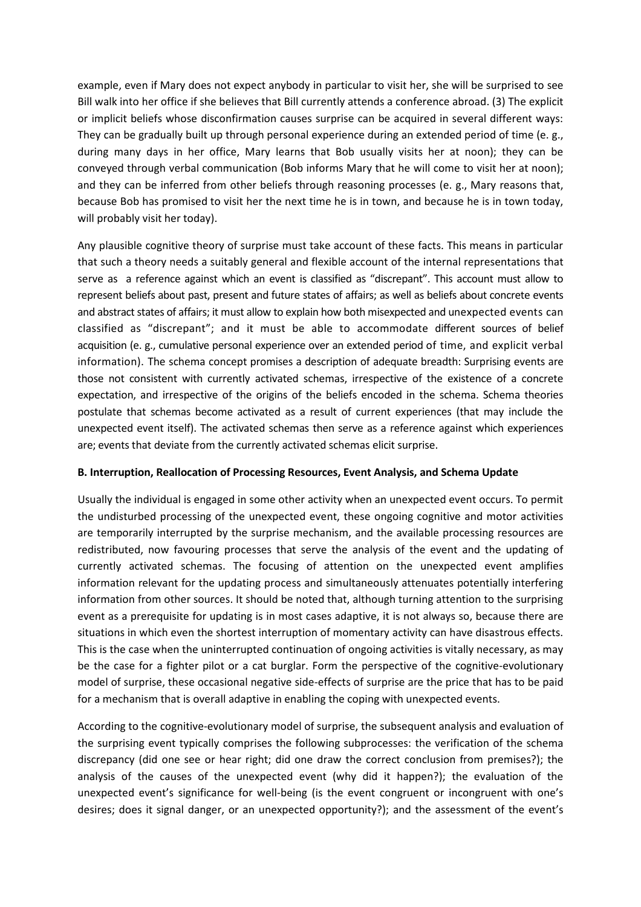example, even if Mary does not expect anybody in particular to visit her, she will be surprised to see Bill walk into her office if she believes that Bill currently attends a conference abroad. (3) The explicit or implicit beliefs whose disconfirmation causes surprise can be acquired in several different ways: They can be gradually built up through personal experience during an extended period of time (e. g., during many days in her office, Mary learns that Bob usually visits her at noon); they can be conveyed through verbal communication (Bob informs Mary that he will come to visit her at noon); and they can be inferred from other beliefs through reasoning processes (e. g., Mary reasons that, because Bob has promised to visit her the next time he is in town, and because he is in town today, will probably visit her today).

Any plausible cognitive theory of surprise must take account of these facts. This means in particular that such a theory needs a suitably general and flexible account of the internal representations that serve as a reference against which an event is classified as "discrepant". This account must allow to represent beliefs about past, present and future states of affairs; as well as beliefs about concrete events and abstract states of affairs; it must allow to explain how both misexpected and unexpected events can classified as "discrepant"; and it must be able to accommodate different sources of belief acquisition (e. g., cumulative personal experience over an extended period of time, and explicit verbal information). The schema concept promises a description of adequate breadth: Surprising events are those not consistent with currently activated schemas, irrespective of the existence of a concrete expectation, and irrespective of the origins of the beliefs encoded in the schema. Schema theories postulate that schemas become activated as a result of current experiences (that may include the unexpected event itself). The activated schemas then serve as a reference against which experiences are; events that deviate from the currently activated schemas elicit surprise.

**B. Interruption, Reallocation of Processing Resources, Event Analysis, and Schema Update**

Usually the individual is engaged in some other activity when an unexpected event occurs. To permit the undisturbed processing of the unexpected event, these ongoing cognitive and motor activities are temporarily interrupted by the surprise mechanism, and the available processing resources are redistributed, now favouring processes that serve the analysis of the event and the updating of currently activated schemas. The focusing of attention on the unexpected event amplifies information relevant for the updating process and simultaneously attenuates potentially interfering information from other sources. It should be noted that, although turning attention to the surprising event as a prerequisite for updating is in most cases adaptive, it is not always so, because there are situations in which even the shortest interruption of momentary activity can have disastrous effects. This is the case when the uninterrupted continuation of ongoing activities is vitally necessary, as may be the case for a fighter pilot or a cat burglar. Form the perspective of the cognitive-evolutionary model of surprise, these occasional negative side-effects of surprise are the price that has to be paid for a mechanism that is overall adaptive in enabling the coping with unexpected events.

According to the cognitive-evolutionary model of surprise, the subsequent analysis and evaluation of the surprising event typically comprises the following subprocesses: the verification of the schema discrepancy (did one see or hear right; did one draw the correct conclusion from premises?); the analysis of the causes of the unexpected event (why did it happen?); the evaluation of the unexpected event's significance for well-being (is the event congruent or incongruent with one's desires; does it signal danger, or an unexpected opportunity?); and the assessment of the event's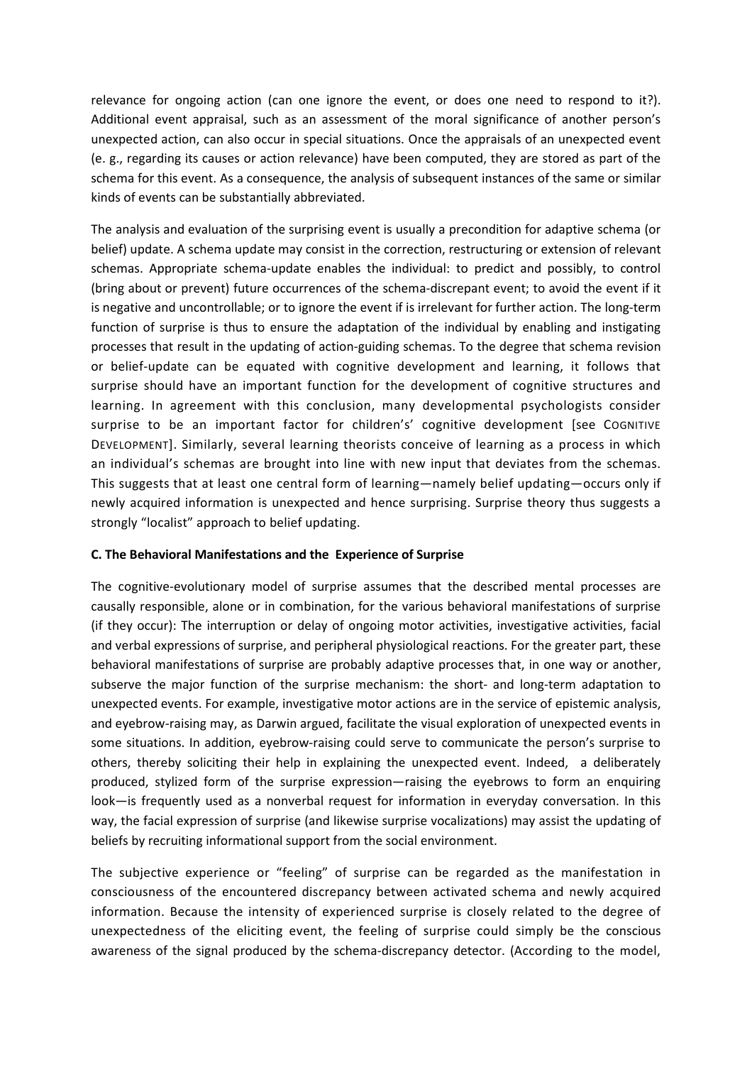relevance for ongoing action (can one ignore the event, or does one need to respond to it?). Additional event appraisal, such as an assessment of the moral significance of another person's unexpected action, can also occur in special situations. Once the appraisals of an unexpected event (e. g., regarding its causes or action relevance) have been computed, they are stored as part of the schema for this event. As a consequence, the analysis of subsequent instances of the same or similar kinds of events can be substantially abbreviated.

The analysis and evaluation of the surprising event is usually a precondition for adaptive schema (or belief) update. A schema update may consist in the correction, restructuring or extension of relevant schemas. Appropriate schema-update enables the individual: to predict and possibly, to control (bring about or prevent) future occurrences of the schema-discrepant event; to avoid the event if it is negative and uncontrollable; or to ignore the event if is irrelevant for further action. The long-term function of surprise is thus to ensure the adaptation of the individual by enabling and instigating processes that result in the updating of action-guiding schemas. To the degree that schema revision or belief-update can be equated with cognitive development and learning, it follows that surprise should have an important function for the development of cognitive structures and learning. In agreement with this conclusion, many developmental psychologists consider surprise to be an important factor for childrens's' cognitive development [see COGNITIVE DEVELOPMENT]. Similarly, several learning theorists conceive of learning as a process in which an individual's schemas are brought into line with new input that deviates from the schemas. This suggests that at least one central form of learning—namely belief updating—occurs only if newly acquired information is unexpected and hence surprising. Surprise theory thus suggests a strongly "localist" approach to belief updating.

**C. The Behavioral Manifestations and the Experience of Surprise**

The cognitive-evolutionary model of surprise assumes that the described mental processes are causally responsible, alone or in combination, for the various behavioral manifestations of surprise (if they occur): The interruption or delay of ongoing motor activities, investigative activities, facial and verbal expressions of surprise, and peripheral physiological reactions. For the greater part, these behavioral manifestations of surprise are probably adaptive processes that, in one way or another, subserve the major function of the surprise mechanism: the short- and long-term adaptation to unexpected events. For example, investigative motor actions are in the service of epistemic analysis, and eyebrow-raising may, as Darwin argued, facilitate the visual exploration of unexpected events in some situations. In addition, eyebrow-raising could serve to communicate the person's surprise to others, thereby soliciting their help in explaining the unexpected event. Indeed, a deliberately produced, stylized form of the surprise expression—raising the eyebrows to form an enquiring look—is frequently used as a nonverbal request for information in everyday conversation. In this way, the facial expression of surprise (and likewise surprise vocalizations) may assist the updating of beliefs by recruiting informational support from the social environment.

The subjective experience or "feeling" of surprise can be regarded as the manifestation in consciousness of the encountered discrepancy between activated schema and newly acquired information. Because the intensity of experienced surprise is closely related to the degree of unexpectedness of the eliciting event, the feeling of surprise could simply be the conscious awareness of the signal produced by the schema-discrepancy detector. (According to the model,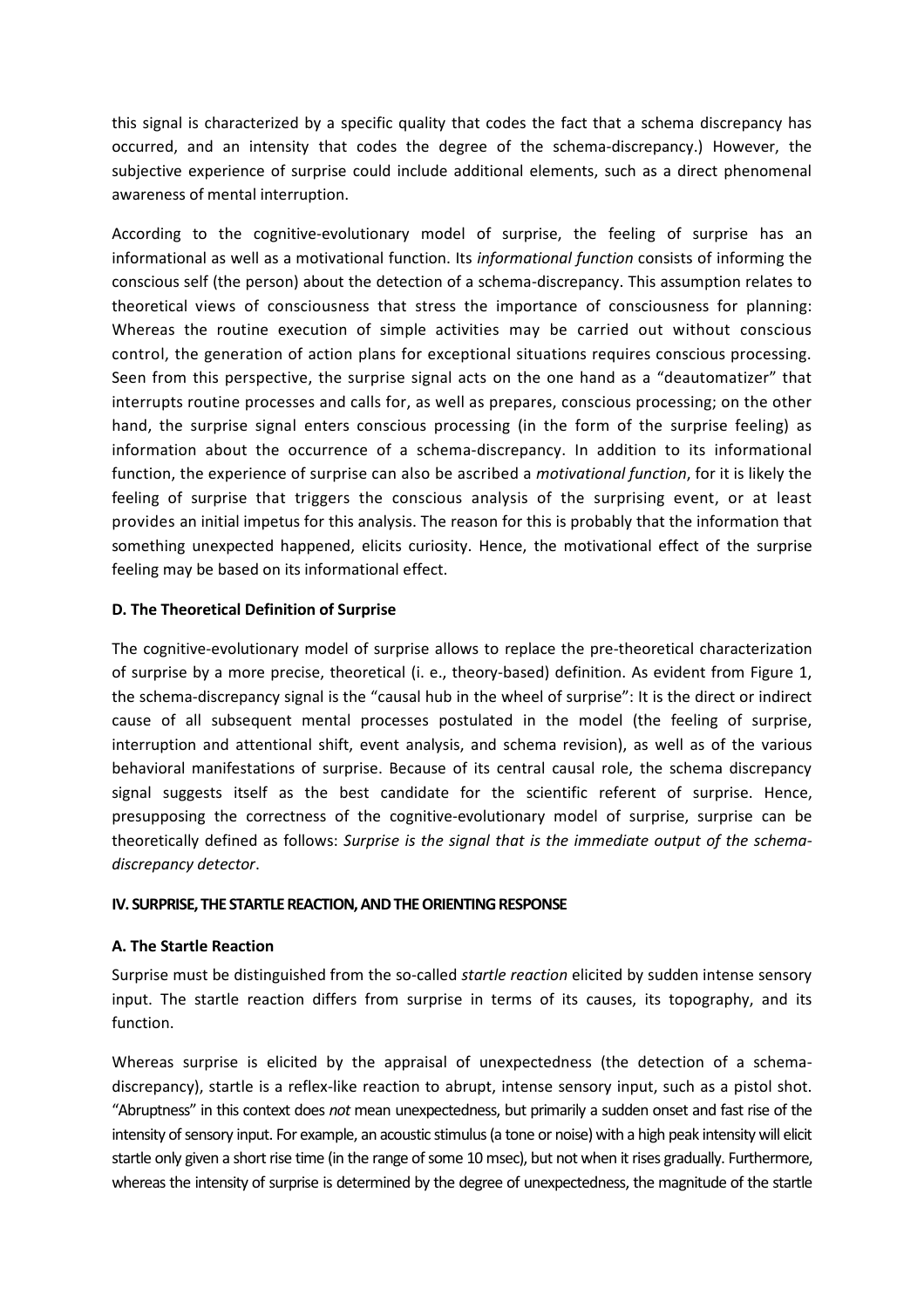this signal is characterized by a specific quality that codes the fact that a schema discrepancy has occurred, and an intensity that codes the degree of the schema-discrepancy.) However, the subjective experience of surprise could include additional elements, such as a direct phenomenal awareness of mental interruption.

According to the cognitive-evolutionary model of surprise, the feeling of surprise has an informational as well as a motivational function. Its *informational function* consists of informing the conscious self (the person) about the detection of a schema-discrepancy. This assumption relates to theoretical views of consciousness that stress the importance of consciousness for planning: Whereas the routine execution of simple activities may be carried out without conscious control, the generation of action plans for exceptional situations requires conscious processing. Seen from this perspective, the surprise signal acts on the one hand as a "deautomatizer" that interrupts routine processes and calls for, as well as prepares, conscious processing; on the other hand, the surprise signal enters conscious processing (in the form of the surprise feeling) as information about the occurrence of a schema-discrepancy. In addition to its informational function, the experience of surprise can also be ascribed a *motivational function*, for it is likely the feeling of surprise that triggers the conscious analysis of the surprising event, or at least provides an initial impetus for this analysis. The reason for this is probably that the information that something unexpected happened, elicits curiosity. Hence, the motivational effect of the surprise feeling may be based on its informational effect.

### D. The Theoretical Definition of Surprise

The cognitive-evolutionary model of surprise allows to replace the pre-theoretical characterization of surprise by a more precise, theoretical (i. e., theory-based) definition. As evident from Figure 1, the schema-discrepancy signal is the "causal hub in the wheel of surprise": It is the direct or indirect cause of all subsequent mental processes postulated in the model (the feeling of surprise, interruption and attentional shift, event analysis, and schema revision), as well as of the various behavioral manifestations of surprise. Because of its central causal role, the schema discrepancy signal suggests itself as the best candidate for the scientific referent of surprise. Hence, presupposing the correctness of the cognitive-evolutionary model of surprise, surprise can be theoretically defined as follows: *Surprise is the signal that is the immediate output of the schema-discrepancy detector*.

## IV. SURPRISE, THE STARTLE REACTION, AND THE ORIENTING RESPONSE

### A. The Startle Reaction

Surprise must be distinguished from the so-called *startle reaction* elicited by sudden intense sensory input. The startle reaction differs from surprise in terms of its causes, its topography, and its function.

Whereas surprise is elicited by the appraisal of unexpectedness (the detection of a schema-discrepancy), startle is a reflex-like reaction to abrupt, intense sensory input, such as a pistol shot. "Abruptness" in this context does *not* mean unexpectedness, but primarily a sudden onset and fast rise of the intensity of sensory input. For example, an acoustic stimulus (a tone or noise) with a high peak intensity will elicit startle only given a short rise time (in the range of some 10 msec), but not when it rises gradually. Furthermore, whereas the intensity of surprise is determined by the degree of unexpectedness, the magnitude of the startle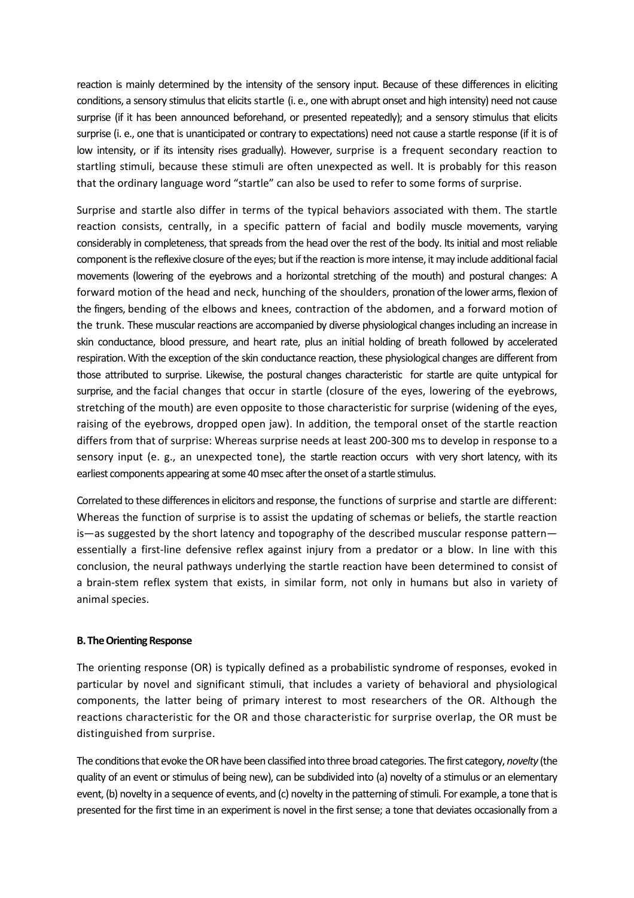reaction is mainly determined by the intensity of the sensory input. Because of these differences in eliciting conditions, a sensory stimulus that elicits startle (i. e., one with abrupt onset and high intensity) need not cause surprise (if it has been announced beforehand, or presented repeatedly); and a sensory stimulus that elicits surprise (i. e., one that is unanticipated or contrary to expectations) need not cause a startle response (if it is of low intensity, or if its intensity rises gradually). However, surprise is a frequent secondary reaction to startling stimuli, because these stimuli are often unexpected as well. It is probably for this reason that the ordinary language word "startle" can also be used to refer to some forms of surprise.

Surprise and startle also differ in terms of the typical behaviors associated with them. The startle reaction consists, centrally, in a specific pattern of facial and bodily muscle movements, varying considerably in completeness, that spreads from the head over the rest of the body. Its initial and most reliable component is the reflexive closure of the eyes; but if the reaction is more intense, it may include additional facial movements (lowering of the eyebrows and a horizontal stretching of the mouth) and postural changes: A forward motion of the head and neck, hunching of the shoulders, pronation of the lower arms, flexion of the fingers, bending of the elbows and knees, contraction of the abdomen, and a forward motion of the trunk. These muscular reactions are accompanied by diverse physiological changes including an increase in skin conductance, blood pressure, and heart rate, plus an initial holding of breath followed by accelerated respiration. With the exception of the skin conductance reaction, these physiological changes are different from those attributed to surprise. Likewise, the postural changes characteristic for startle are quite untypical for surprise, and the facial changes that occur in startle (closure of the eyes, lowering of the eyebrows, stretching of the mouth) are even opposite to those characteristic for surprise (widening of the eyes, raising of the eyebrows, dropped open jaw). In addition, the temporal onset of the startle reaction differs from that of surprise: Whereas surprise needs at least 200-300 ms to develop in response to a sensory input (e. g., an unexpected tone), the startle reaction occurs with very short latency, with its earliest components appearing at some 40 msec after the onset of a startle stimulus.

Correlated to these differences in elicitors and response, the functions of surprise and startle are different: Whereas the function of surprise is to assist the updating of schemas or beliefs, the startle reaction is—as suggested by the short latency and topography of the described muscular response pattern—essentially a first-line defensive reflex against injury from a predator or a blow. In line with this conclusion, the neural pathways underlying the startle reaction have been determined to consist of a brain-stem reflex system that exists, in similar form, not only in humans but also in variety of animal species.

**B. The Orienting Response**

The orienting response (OR) is typically defined as a probabilistic syndrome of responses, evoked in particular by novel and significant stimuli, that includes a variety of behavioral and physiological components, the latter being of primary interest to most researchers of the OR. Although the reactions characteristic for the OR and those characteristic for surprise overlap, the OR must be distinguished from surprise.

The conditions that evoke the OR have been classified into three broad categories. The first category, *novelty* (the quality of an event or stimulus of being new), can be subdivided into (a) novelty of a stimulus or an elementary event, (b) novelty in a sequence of events, and (c) novelty in the patterning of stimuli. For example, a tone that is presented for the first time in an experiment is novel in the first sense; a tone that deviates occasionally from a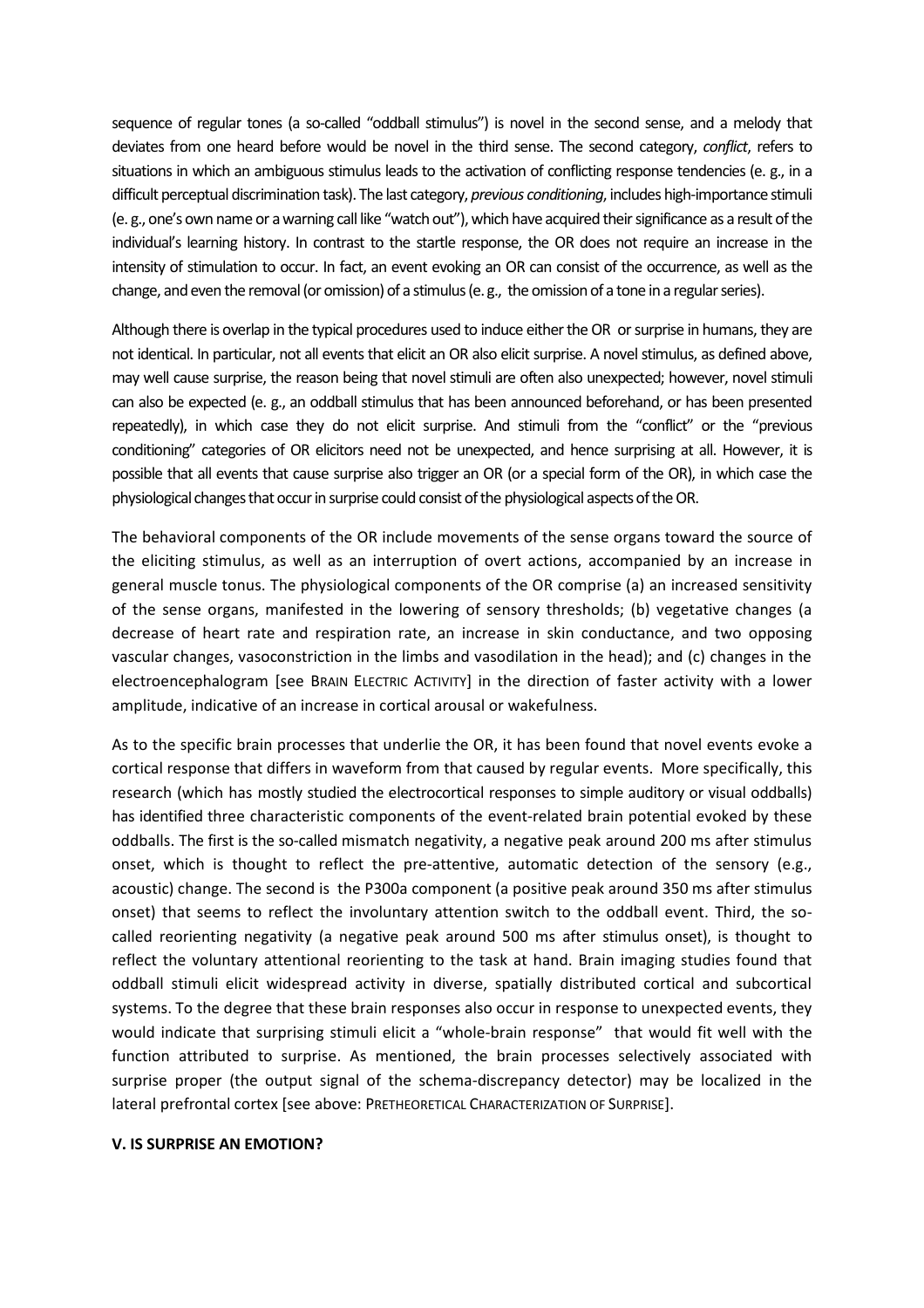sequence of regular tones (a so-called "oddball stimulus") is novel in the second sense, and a melody that deviates from one heard before would be novel in the third sense. The second category, *conflict*, refers to situations in which an ambiguous stimulus leads to the activation of conflicting response tendencies (e. g., in a difficult perceptual discrimination task). The last category, *previous conditioning*, includes high-importance stimuli (e. g., one's own name or a warning call like "watch out"), which have acquired their significance as a result of the individual's learning history. In contrast to the startle response, the OR does not require an increase in the intensity of stimulation to occur. In fact, an event evoking an OR can consist of the occurrence, as well as the change, and even the removal (or omission) of a stimulus (e. g., the omission of a tone in a regular series).

Although there is overlap in the typical procedures used to induce either the OR or surprise in humans, they are not identical. In particular, not all events that elicit an OR also elicit surprise. A novel stimulus, as defined above, may well cause surprise, the reason being that novel stimuli are often also unexpected; however, novel stimuli can also be expected (e. g., an oddball stimulus that has been announced beforehand, or has been presented repeatedly), in which case they do not elicit surprise. And stimuli from the "conflict" or the "previous conditioning" categories of OR elicitors need not be unexpected, and hence surprising at all. However, it is possible that all events that cause surprise also trigger an OR (or a special form of the OR), in which case the physiological changes that occur in surprise could consist of the physiological aspects of the OR.

The behavioral components of the OR include movements of the sense organs toward the source of the eliciting stimulus, as well as an interruption of overt actions, accompanied by an increase in general muscle tonus. The physiological components of the OR comprise (a) an increased sensitivity of the sense organs, manifested in the lowering of sensory thresholds; (b) vegetative changes (a decrease of heart rate and respiration rate, an increase in skin conductance, and two opposing vascular changes, vasoconstriction in the limbs and vasodilation in the head); and (c) changes in the electroencephalogram [see BRAIN ELECTRIC ACTIVITY] in the direction of faster activity with a lower amplitude, indicative of an increase in cortical arousal or wakefulness.

As to the specific brain processes that underlie the OR, it has been found that novel events evoke a cortical response that differs in waveform from that caused by regular events. More specifically, this research (which has mostly studied the electrocortical responses to simple auditory or visual oddballs) has identified three characteristic components of the event-related brain potential evoked by these oddballs. The first is the so-called mismatch negativity, a negative peak around 200 ms after stimulus onset, which is thought to reflect the pre-attentive, automatic detection of the sensory (e.g., acoustic) change. The second is the P300a component (a positive peak around 350 ms after stimulus onset) that seems to reflect the involuntary attention switch to the oddball event. Third, the so-called reorienting negativity (a negative peak around 500 ms after stimulus onset), is thought to reflect the voluntary attentional reorienting to the task at hand. Brain imaging studies found that oddball stimuli elicit widespread activity in diverse, spatially distributed cortical and subcortical systems. To the degree that these brain responses also occur in response to unexpected events, they would indicate that surprising stimuli elicit a "whole-brain response" that would fit well with the function attributed to surprise. As mentioned, the brain processes selectively associated with surprise proper (the output signal of the schema-discrepancy detector) may be localized in the lateral prefrontal cortex [see above: PRETHEORETICAL CHARACTERIZATION OF SURPRISE].

**V. IS SURPRISE AN EMOTION?**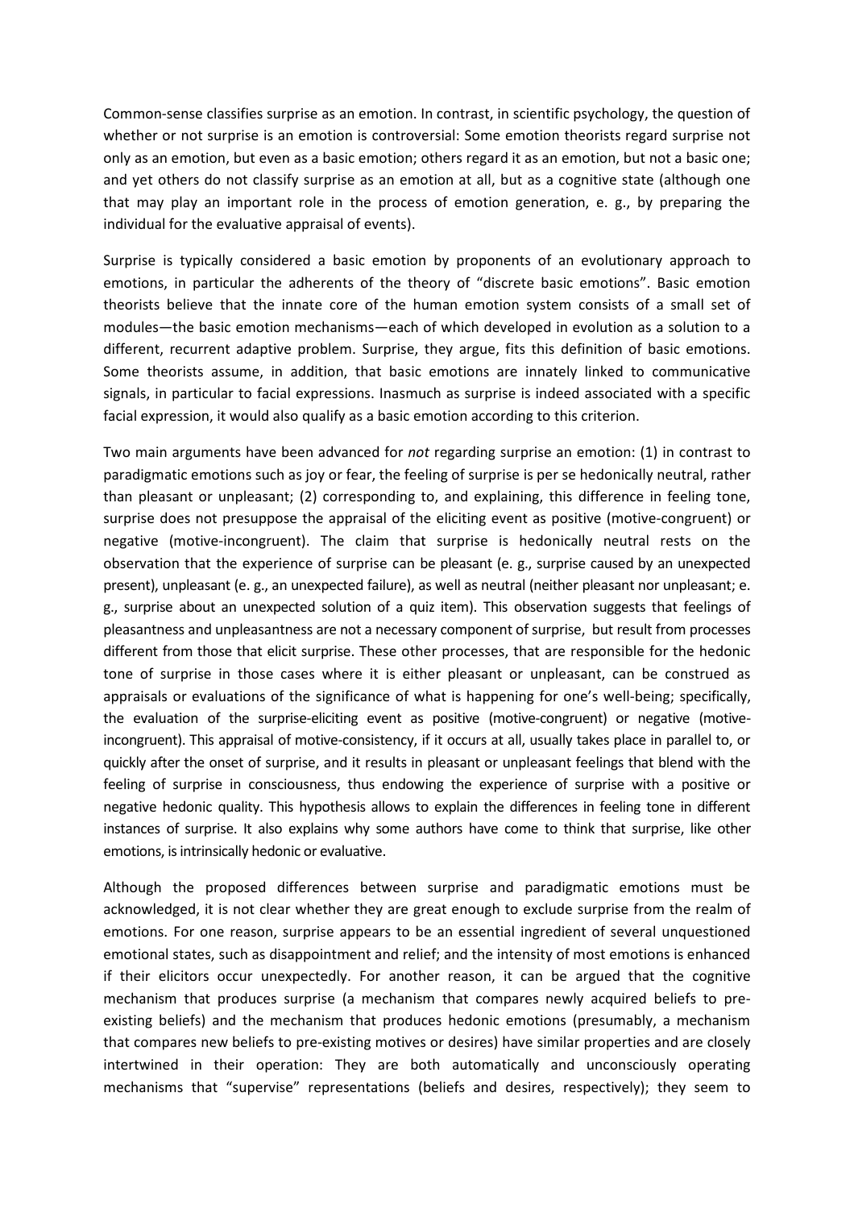Common-sense classifies surprise as an emotion. In contrast, in scientific psychology, the question of whether or not surprise is an emotion is controversial: Some emotion theorists regard surprise not only as an emotion, but even as a basic emotion; others regard it as an emotion, but not a basic one; and yet others do not classify surprise as an emotion at all, but as a cognitive state (although one that may play an important role in the process of emotion generation, e. g., by preparing the individual for the evaluative appraisal of events).

Surprise is typically considered a basic emotion by proponents of an evolutionary approach to emotions, in particular the adherents of the theory of "discrete basic emotions". Basic emotion theorists believe that the innate core of the human emotion system consists of a small set of modules—the basic emotion mechanisms—each of which developed in evolution as a solution to a different, recurrent adaptive problem. Surprise, they argue, fits this definition of basic emotions. Some theorists assume, in addition, that basic emotions are innately linked to communicative signals, in particular to facial expressions. Inasmuch as surprise is indeed associated with a specific facial expression, it would also qualify as a basic emotion according to this criterion.

Two main arguments have been advanced for *not* regarding surprise an emotion: (1) in contrast to paradigmatic emotions such as joy or fear, the feeling of surprise is per se hedonically neutral, rather than pleasant or unpleasant; (2) corresponding to, and explaining, this difference in feeling tone, surprise does not presuppose the appraisal of the eliciting event as positive (motive-congruent) or negative (motive-incongruent). The claim that surprise is hedonically neutral rests on the observation that the experience of surprise can be pleasant (e. g., surprise caused by an unexpected present), unpleasant (e. g., an unexpected failure), as well as neutral (neither pleasant nor unpleasant; e. g., surprise about an unexpected solution of a quiz item). This observation suggests that feelings of pleasantness and unpleasantness are not a necessary component of surprise, but result from processes different from those that elicit surprise. These other processes, that are responsible for the hedonic tone of surprise in those cases where it is either pleasant or unpleasant, can be construed as appraisals or evaluations of the significance of what is happening for one's well-being; specifically, the evaluation of the surprise-eliciting event as positive (motive-congruent) or negative (motive-incongruent). This appraisal of motive-consistency, if it occurs at all, usually takes place in parallel to, or quickly after the onset of surprise, and it results in pleasant or unpleasant feelings that blend with the feeling of surprise in consciousness, thus endowing the experience of surprise with a positive or negative hedonic quality. This hypothesis allows to explain the differences in feeling tone in different instances of surprise. It also explains why some authors have come to think that surprise, like other emotions, is intrinsically hedonic or evaluative.

Although the proposed differences between surprise and paradigmatic emotions must be acknowledged, it is not clear whether they are great enough to exclude surprise from the realm of emotions. For one reason, surprise appears to be an essential ingredient of several unquestioned emotional states, such as disappointment and relief; and the intensity of most emotions is enhanced if their elicitors occur unexpectedly. For another reason, it can be argued that the cognitive mechanism that produces surprise (a mechanism that compares newly acquired beliefs to pre-existing beliefs) and the mechanism that produces hedonic emotions (presumably, a mechanism that compares new beliefs to pre-existing motives or desires) have similar properties and are closely intertwined in their operation: They are both automatically and unconsciously operating mechanisms that "supervise" representations (beliefs and desires, respectively); they seem to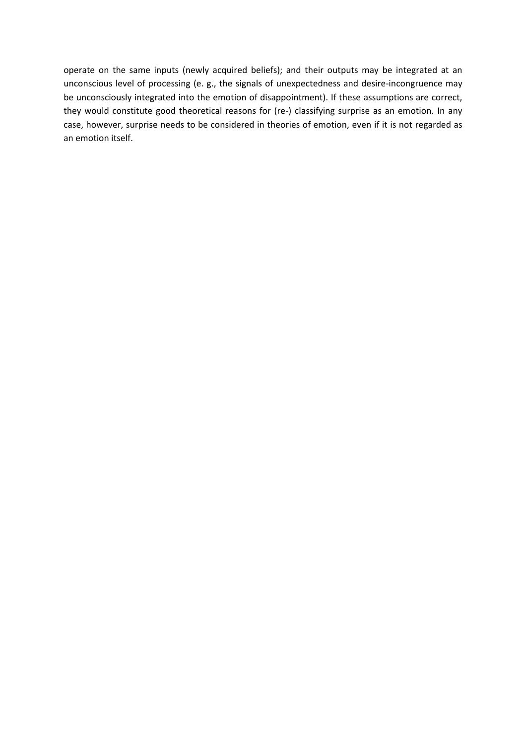operate on the same inputs (newly acquired beliefs); and their outputs may be integrated at an unconscious level of processing (e. g., the signals of unexpectedness and desire-incongruence may be unconsciously integrated into the emotion of disappointment). If these assumptions are correct, they would constitute good theoretical reasons for (re-) classifying surprise as an emotion. In any case, however, surprise needs to be considered in theories of emotion, even if it is not regarded as an emotion itself.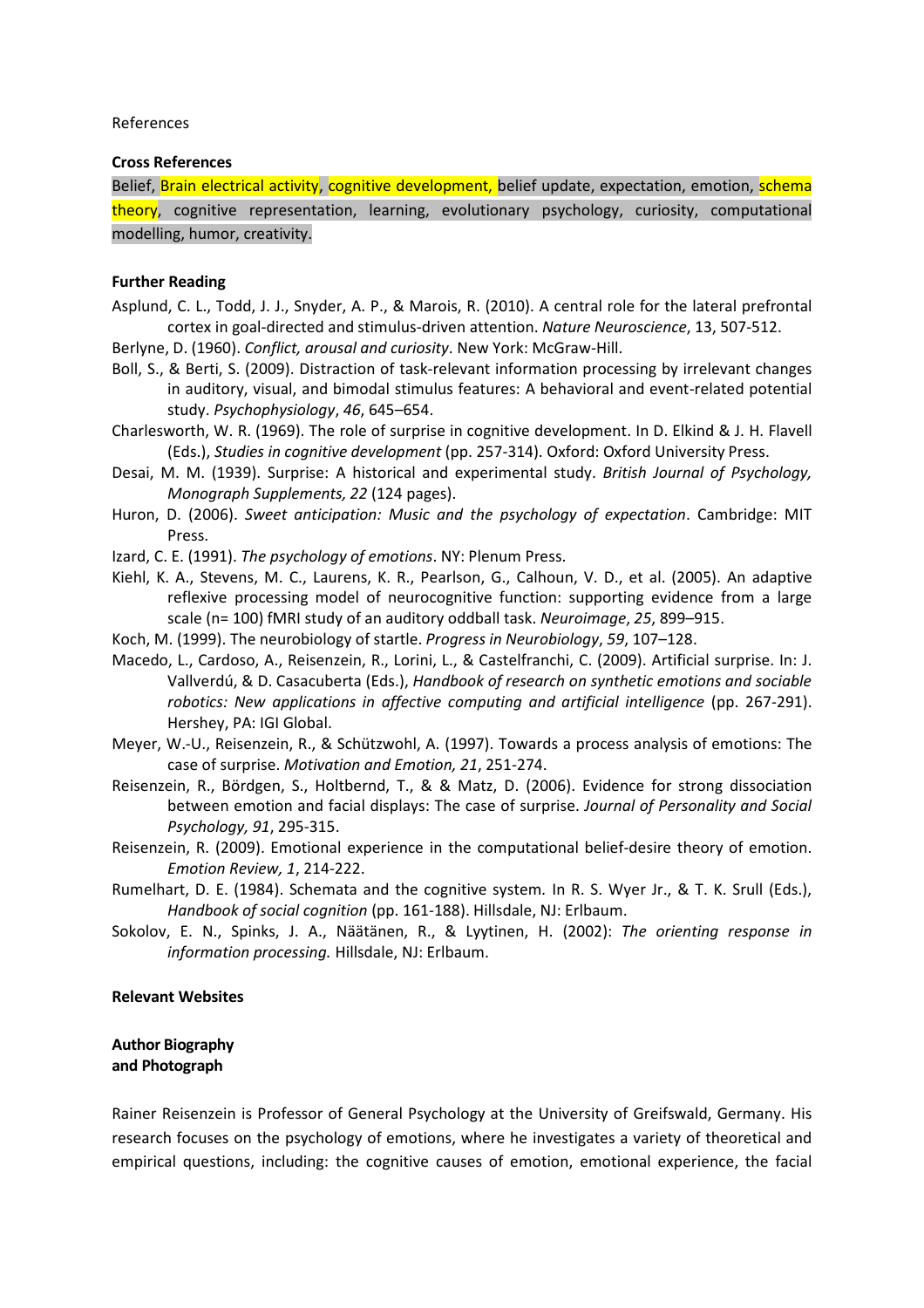References

**Cross References**

Belief, Brain electrical activity, cognitive development, belief update, expectation, emotion, schema theory, cognitive representation, learning, evolutionary psychology, curiosity, computational modelling, humor, creativity.

**Further Reading**

Asplund, C. L., Todd, J. J., Snyder, A. P., & Marois, R. (2010). A central role for the lateral prefrontal cortex in goal-directed and stimulus-driven attention. *Nature Neuroscience*, 13, 507-512.

Berlyne, D. (1960). *Conflict, arousal and curiosity*. New York: McGraw-Hill.

Boll, S., & Berti, S. (2009). Distraction of task-relevant information processing by irrelevant changes in auditory, visual, and bimodal stimulus features: A behavioral and event-related potential study. *Psychophysiology*, *46*, 645–654.

Charlesworth, W. R. (1969). The role of surprise in cognitive development. In D. Elkind & J. H. Flavell (Eds.), *Studies in cognitive development* (pp. 257-314). Oxford: Oxford University Press.

Desai, M. M. (1939). Surprise: A historical and experimental study. *British Journal of Psychology, Monograph Supplements, 22* (124 pages).

Huron, D. (2006). *Sweet anticipation: Music and the psychology of expectation*. Cambridge: MIT Press.

Izard, C. E. (1991). *The psychology of emotions*. NY: Plenum Press.

Kiehl, K. A., Stevens, M. C., Laurens, K. R., Pearlson, G., Calhoun, V. D., et al. (2005). An adaptive reflexive processing model of neurocognitive function: supporting evidence from a large scale (n= 100) fMRI study of an auditory oddball task. *Neuroimage*, *25*, 899–915.

Koch, M. (1999). The neurobiology of startle. *Progress in Neurobiology*, *59*, 107–128.

Macedo, L., Cardoso, A., Reisenzein, R., Lorini, L., & Castelfranchi, C. (2009). Artificial surprise. In: J. Vallverdú, & D. Casacuberta (Eds.), *Handbook of research on synthetic emotions and sociable robotics: New applications in affective computing and artificial intelligence* (pp. 267-291). Hershey, PA: IGI Global.

Meyer, W.-U., Reisenzein, R., & Schützwohl, A. (1997). Towards a process analysis of emotions: The case of surprise. *Motivation and Emotion, 21*, 251-274.

Reisenzein, R., Bördgen, S., Holtbernd, T., & & Matz, D. (2006). Evidence for strong dissociation between emotion and facial displays: The case of surprise. *Journal of Personality and Social Psychology, 91*, 295-315.

Reisenzein, R. (2009). Emotional experience in the computational belief-desire theory of emotion. *Emotion Review, 1*, 214-222.

Rumelhart, D. E. (1984). Schemata and the cognitive system. In R. S. Wyer Jr., & T. K. Srull (Eds.), *Handbook of social cognition* (pp. 161-188). Hillsdale, NJ: Erlbaum.

Sokolov, E. N., Spinks, J. A., Näätänen, R., & Lyytinen, H. (2002): *The orienting response in information processing.* Hillsdale, NJ: Erlbaum.

**Relevant Websites**

**Author Biography and Photograph**

Rainer Reisenzein is Professor of General Psychology at the University of Greifswald, Germany. His research focuses on the psychology of emotions, where he investigates a variety of theoretical and empirical questions, including: the cognitive causes of emotion, emotional experience, the facial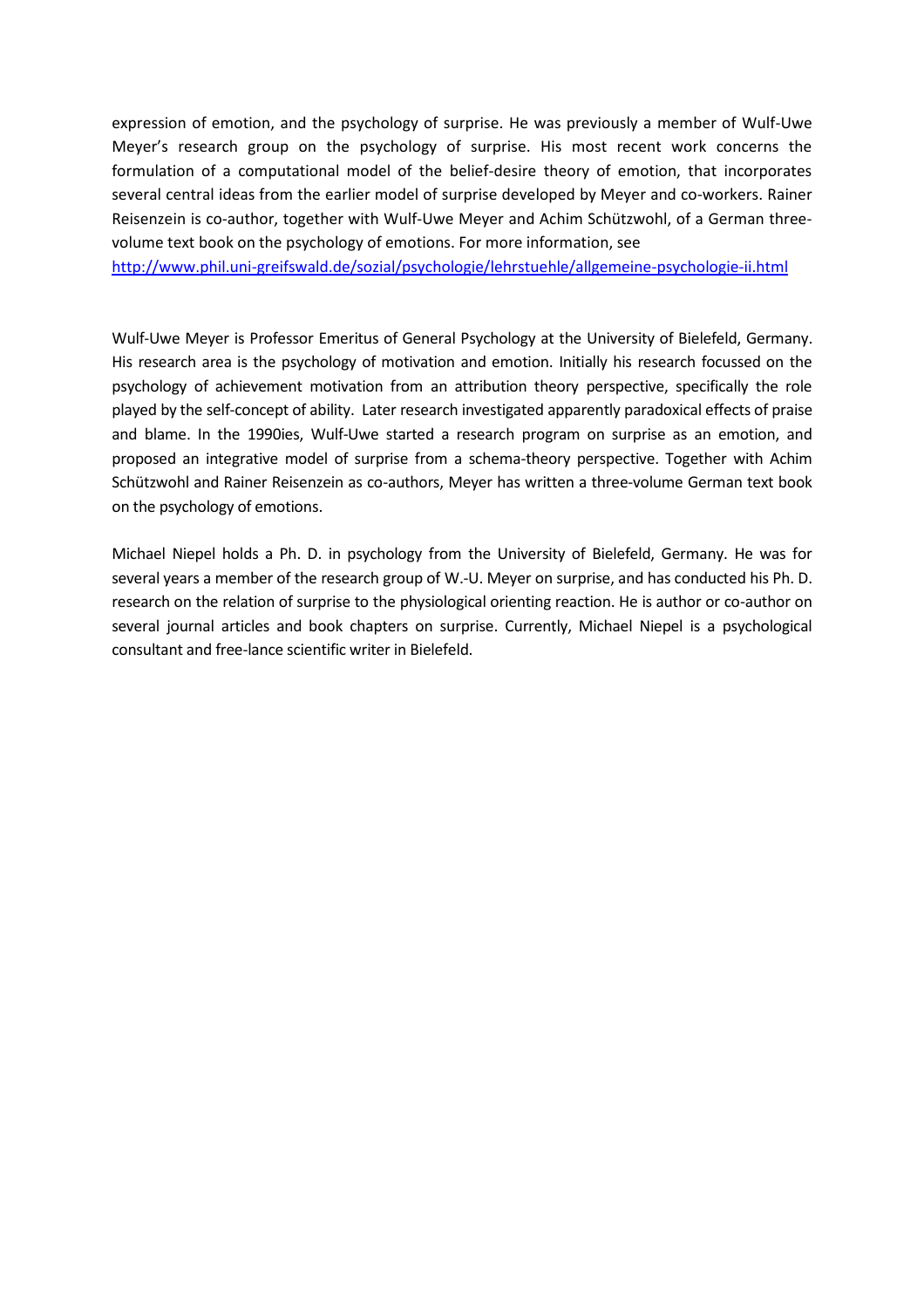expression of emotion, and the psychology of surprise. He was previously a member of Wulf-Uwe Meyer's research group on the psychology of surprise. His most recent work concerns the formulation of a computational model of the belief-desire theory of emotion, that incorporates several central ideas from the earlier model of surprise developed by Meyer and co-workers. Rainer Reisenzein is co-author, together with Wulf-Uwe Meyer and Achim Schützwohl, of a German three-volume text book on the psychology of emotions. For more information, see
http://www.phil.uni-greifswald.de/sozial/psychologie/lehrstuehle/allgemeine-psychologie-ii.html

Wulf-Uwe Meyer is Professor Emeritus of General Psychology at the University of Bielefeld, Germany. His research area is the psychology of motivation and emotion. Initially his research focussed on the psychology of achievement motivation from an attribution theory perspective, specifically the role played by the self-concept of ability. Later research investigated apparently paradoxical effects of praise and blame. In the 1990ies, Wulf-Uwe started a research program on surprise as an emotion, and proposed an integrative model of surprise from a schema-theory perspective. Together with Achim Schützwohl and Rainer Reisenzein as co-authors, Meyer has written a three-volume German text book on the psychology of emotions.

Michael Niepel holds a Ph. D. in psychology from the University of Bielefeld, Germany. He was for several years a member of the research group of W.-U. Meyer on surprise, and has conducted his Ph. D. research on the relation of surprise to the physiological orienting reaction. He is author or co-author on several journal articles and book chapters on surprise. Currently, Michael Niepel is a psychological consultant and free-lance scientific writer in Bielefeld.